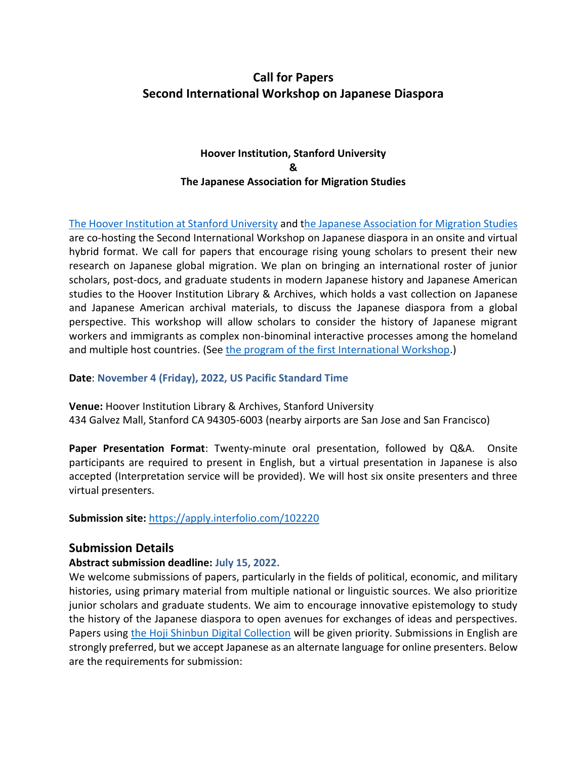# Call for Papers
# Second International Workshop on Japanese Diaspora

### Hoover Institution, Stanford University
### &
### The Japanese Association for Migration Studies

The Hoover Institution at Stanford University and the Japanese Association for Migration Studies are co-hosting the Second International Workshop on Japanese diaspora in an onsite and virtual hybrid format. We call for papers that encourage rising young scholars to present their new research on Japanese global migration. We plan on bringing an international roster of junior scholars, post-docs, and graduate students in modern Japanese history and Japanese American studies to the Hoover Institution Library & Archives, which holds a vast collection on Japanese and Japanese American archival materials, to discuss the Japanese diaspora from a global perspective. This workshop will allow scholars to consider the history of Japanese migrant workers and immigrants as complex non-binominal interactive processes among the homeland and multiple host countries. (See the program of the first International Workshop.)

**Date**: **November 4 (Friday), 2022, US Pacific Standard Time**

**Venue:** Hoover Institution Library & Archives, Stanford University
434 Galvez Mall, Stanford CA 94305-6003 (nearby airports are San Jose and San Francisco)

**Paper Presentation Format**: Twenty-minute oral presentation, followed by Q&A. Onsite participants are required to present in English, but a virtual presentation in Japanese is also accepted (Interpretation service will be provided). We will host six onsite presenters and three virtual presenters.

**Submission site:** https://apply.interfolio.com/102220

## Submission Details

**Abstract submission deadline: July 15, 2022.**

We welcome submissions of papers, particularly in the fields of political, economic, and military histories, using primary material from multiple national or linguistic sources. We also prioritize junior scholars and graduate students. We aim to encourage innovative epistemology to study the history of the Japanese diaspora to open avenues for exchanges of ideas and perspectives. Papers using the Hoji Shinbun Digital Collection will be given priority. Submissions in English are strongly preferred, but we accept Japanese as an alternate language for online presenters. Below are the requirements for submission: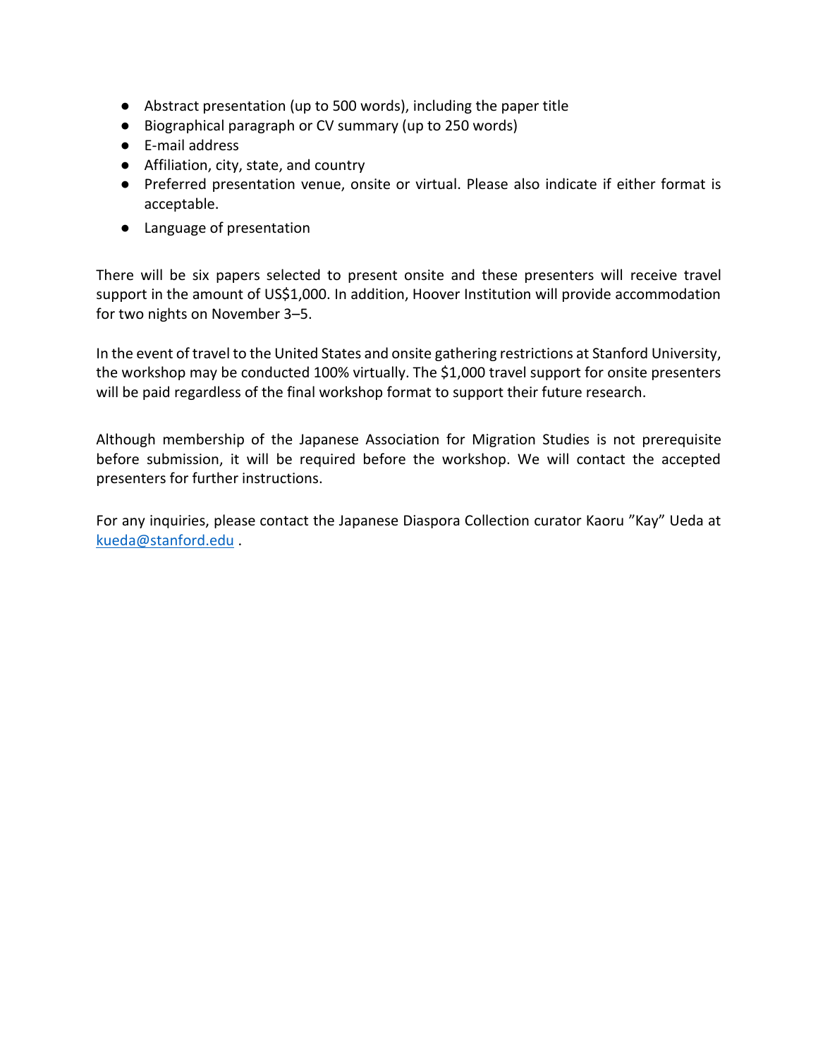- Abstract presentation (up to 500 words), including the paper title
- Biographical paragraph or CV summary (up to 250 words)
- E-mail address
- Affiliation, city, state, and country
- Preferred presentation venue, onsite or virtual. Please also indicate if either format is acceptable.
- Language of presentation

There will be six papers selected to present onsite and these presenters will receive travel support in the amount of US$1,000. In addition, Hoover Institution will provide accommodation for two nights on November 3–5.

In the event of travel to the United States and onsite gathering restrictions at Stanford University, the workshop may be conducted 100% virtually. The $1,000 travel support for onsite presenters will be paid regardless of the final workshop format to support their future research.

Although membership of the Japanese Association for Migration Studies is not prerequisite before submission, it will be required before the workshop. We will contact the accepted presenters for further instructions.

For any inquiries, please contact the Japanese Diaspora Collection curator Kaoru "Kay" Ueda at kueda@stanford.edu .